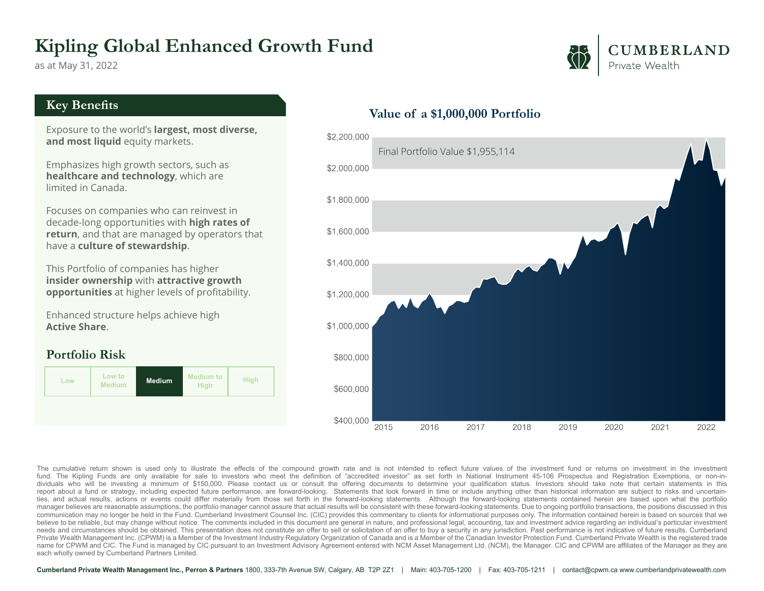# Kipling Global Enhanced Growth Fund

as at May 31, 2022

CUMBERLAND Private Wealth

## Key Benefits

Exposure to the world's **largest, most diverse, and most liquid** equity markets.

Emphasizes high growth sectors, such as **healthcare and technology**, which are limited in Canada.

Focuses on companies who can reinvest in decade-long opportunities with **high rates of return**, and that are managed by operators that have a **culture of stewardship**.

This Portfolio of companies has higher **insider ownership** with **attractive growth opportunities** at higher levels of profitability.

Enhanced structure helps achieve high **Active Share**.

## Portfolio Risk

| Low | Low to Medium | **Medium** | Medium to High | High |
|---|---|---|---|---|

## Value of a $1,000,000 Portfolio

Final Portfolio Value $1,955,114

Y-axis: $400,000 – $2,200,000; X-axis: 2015 – 2022

The cumulative return shown is used only to illustrate the effects of the compound growth rate and is not intended to reflect future values of the investment fund or returns on investment in the investment fund. The Kipling Funds are only available for sale to investors who meet the definition of "accredited investor" as set forth in National Instrument 45-106 Prospectus and Registration Exemptions, or non-individuals who will be investing a minimum of $150,000. Please contact us or consult the offering documents to determine your qualification status. Investors should take note that certain statements in this report about a fund or strategy, including expected future performance, are forward-looking. Statements that look forward in time or include anything other than historical information are subject to risks and uncertainties, and actual results, actions or events could differ materially from those set forth in the forward-looking statements. Although the forward-looking statements contained herein are based upon what the portfolio manager believes are reasonable assumptions, the portfolio manager cannot assure that actual results will be consistent with these forward-looking statements. Due to ongoing portfolio transactions, the positions discussed in this communication may no longer be held in the Fund. Cumberland Investment Counsel Inc. (CIC) provides this commentary to clients for informational purposes only. The information contained herein is based on sources that we believe to be reliable, but may change without notice. The comments included in this document are general in nature, and professional legal, accounting, tax and investment advice regarding an individual's particular investment needs and circumstances should be obtained. This presentation does not constitute an offer to sell or solicitation of an offer to buy a security in any jurisdiction. Past performance is not indicative of future results. Cumberland Private Wealth Management Inc. (CPWM) is a Member of the Investment Industry Regulatory Organization of Canada and is a Member of the Canadian Investor Protection Fund. Cumberland Private Wealth is the registered trade name for CPWM and CIC. The Fund is managed by CIC pursuant to an Investment Advisory Agreement entered with NCM Asset Management Ltd. (NCM), the Manager. CIC and CPWM are affiliates of the Manager as they are each wholly owned by Cumberland Partners Limited.

**Cumberland Private Wealth Management Inc., Perron & Partners** 1800, 333-7th Avenue SW, Calgary, AB T2P 2Z1 | Main: 403-705-1200 | Fax: 403-705-1211 | contact@cpwm.ca www.cumberlandprivatewealth.com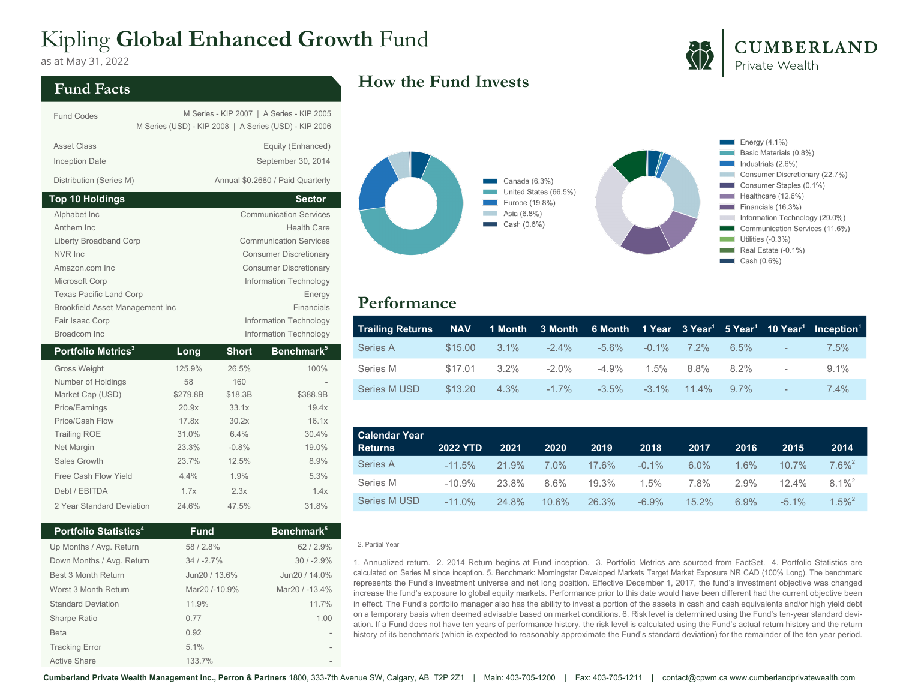# Kipling **Global Enhanced Growth** Fund

as at May 31, 2022

CUMBERLAND
Private Wealth

## Fund Facts

| | |
|---|---|
| Fund Codes | M Series - KIP 2007 \| A Series - KIP 2005<br>M Series (USD) - KIP 2008 \| A Series (USD) - KIP 2006 |
| Asset Class | Equity (Enhanced) |
| Inception Date | September 30, 2014 |
| Distribution (Series M) | Annual $0.2680 / Paid Quarterly |

| Top 10 Holdings | Sector |
|---|---|
| Alphabet Inc | Communication Services |
| Anthem Inc | Health Care |
| Liberty Broadband Corp | Communication Services |
| NVR Inc | Consumer Discretionary |
| Amazon.com Inc | Consumer Discretionary |
| Microsoft Corp | Information Technology |
| Texas Pacific Land Corp | Energy |
| Brookfield Asset Management Inc | Financials |
| Fair Isaac Corp | Information Technology |
| Broadcom Inc | Information Technology |

| Portfolio Metrics[3] | Long | Short | Benchmark[5] |
|---|---|---|---|
| Gross Weight | 125.9% | 26.5% | 100% |
| Number of Holdings | 58 | 160 | - |
| Market Cap (USD) | $279.8B | $18.3B | $388.9B |
| Price/Earnings | 20.9x | 33.1x | 19.4x |
| Price/Cash Flow | 17.8x | 30.2x | 16.1x |
| Trailing ROE | 31.0% | 6.4% | 30.4% |
| Net Margin | 23.3% | -0.8% | 19.0% |
| Sales Growth | 23.7% | 12.5% | 8.9% |
| Free Cash Flow Yield | 4.4% | 1.9% | 5.3% |
| Debt / EBITDA | 1.7x | 2.3x | 1.4x |
| 2 Year Standard Deviation | 24.6% | 47.5% | 31.8% |

| Portfolio Statistics[4] | Fund | Benchmark[5] |
|---|---|---|
| Up Months / Avg. Return | 58 / 2.8% | 62 / 2.9% |
| Down Months / Avg. Return | 34 / -2.7% | 30 / -2.9% |
| Best 3 Month Return | Jun20 / 13.6% | Jun20 / 14.0% |
| Worst 3 Month Return | Mar20 /-10.9% | Mar20 / -13.4% |
| Standard Deviation | 11.9% | 11.7% |
| Sharpe Ratio | 0.77 | 1.00 |
| Beta | 0.92 | - |
| Tracking Error | 5.1% | - |
| Active Share | 133.7% | - |

## How the Fund Invests

Canada (6.3%)
United States (66.5%)
Europe (19.8%)
Asia (6.8%)
Cash (0.6%)

Energy (4.1%)
Basic Materials (0.8%)
Industrials (2.6%)
Consumer Discretionary (22.7%)
Consumer Staples (0.1%)
Healthcare (12.6%)
Financials (16.3%)
Information Technology (29.0%)
Communication Services (11.6%)
Utilities (-0.3%)
Real Estate (-0.1%)
Cash (0.6%)

## Performance

| Trailing Returns | NAV | 1 Month | 3 Month | 6 Month | 1 Year | 3 Year[1] | 5 Year[1] | 10 Year[1] | Inception[1] |
|---|---|---|---|---|---|---|---|---|---|
| Series A | $15.00 | 3.1% | -2.4% | -5.6% | -0.1% | 7.2% | 6.5% | - | 7.5% |
| Series M | $17.01 | 3.2% | -2.0% | -4.9% | 1.5% | 8.8% | 8.2% | - | 9.1% |
| Series M USD | $13.20 | 4.3% | -1.7% | -3.5% | -3.1% | 11.4% | 9.7% | - | 7.4% |

| Calendar Year Returns | 2022 YTD | 2021 | 2020 | 2019 | 2018 | 2017 | 2016 | 2015 | 2014 |
|---|---|---|---|---|---|---|---|---|---|
| Series A | -11.5% | 21.9% | 7.0% | 17.6% | -0.1% | 6.0% | 1.6% | 10.7% | 7.6%[2] |
| Series M | -10.9% | 23.8% | 8.6% | 19.3% | 1.5% | 7.8% | 2.9% | 12.4% | 8.1%[2] |
| Series M USD | -11.0% | 24.8% | 10.6% | 26.3% | -6.9% | 15.2% | 6.9% | -5.1% | 1.5%[2] |

2. Partial Year

1. Annualized return. 2. 2014 Return begins at Fund inception. 3. Portfolio Metrics are sourced from FactSet. 4. Portfolio Statistics are calculated on Series M since inception. 5. Benchmark: Morningstar Developed Markets Target Market Exposure NR CAD (100% Long). The benchmark represents the Fund's investment universe and net long position. Effective December 1, 2017, the fund's investment objective was changed increase the fund's exposure to global equity markets. Performance prior to this date would have been different had the current objective been in effect. The Fund's portfolio manager also has the ability to invest a portion of the assets in cash and cash equivalents and/or high yield debt on a temporary basis when deemed advisable based on market conditions. 6. Risk level is determined using the Fund's ten-year standard deviation. If a Fund does not have ten years of performance history, the risk level is calculated using the Fund's actual return history and the return history of its benchmark (which is expected to reasonably approximate the Fund's standard deviation) for the remainder of the ten year period.

**Cumberland Private Wealth Management Inc., Perron & Partners** 1800, 333-7th Avenue SW, Calgary, AB T2P 2Z1 | Main: 403-705-1200 | Fax: 403-705-1211 | contact@cpwm.ca www.cumberlandprivatewealth.com